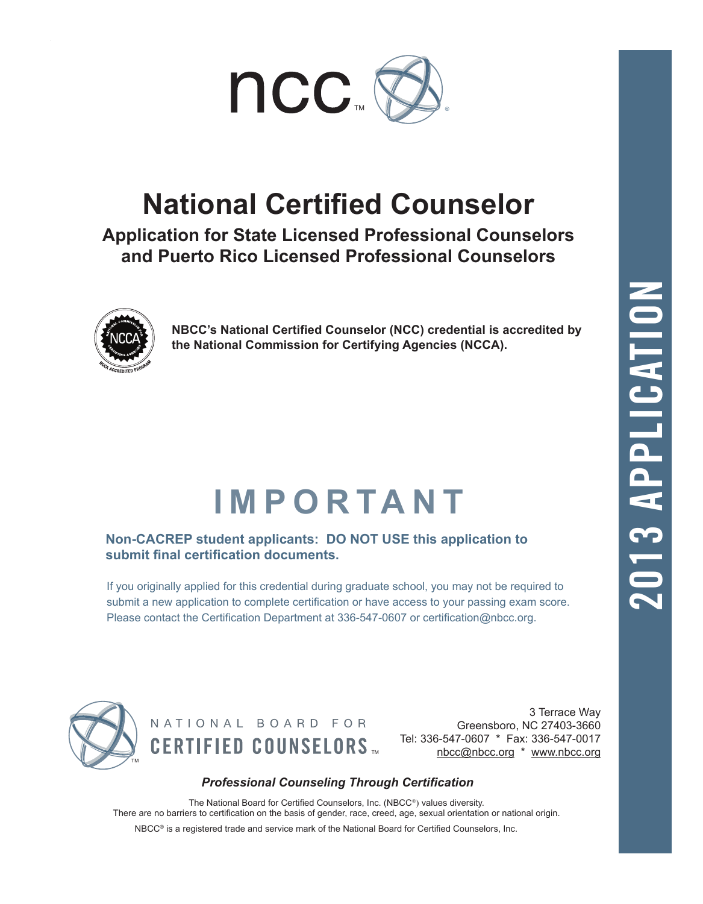ncc™

# National Certified Counselor

## Application for State Licensed Professional Counselors and Puerto Rico Licensed Professional Counselors

**NBCC's National Certified Counselor (NCC) credential is accredited by the National Commission for Certifying Agencies (NCCA).**

# IMPORTANT

**Non-CACREP student applicants: DO NOT USE this application to submit final certification documents.**

If you originally applied for this credential during graduate school, you may not be required to submit a new application to complete certification or have access to your passing exam score. Please contact the Certification Department at 336-547-0607 or certification@nbcc.org.

2013 APPLICATION

NATIONAL BOARD FOR CERTIFIED COUNSELORS™

3 Terrace Way
Greensboro, NC 27403-3660
Tel: 336-547-0607 * Fax: 336-547-0017
nbcc@nbcc.org * www.nbcc.org

***Professional Counseling Through Certification***

The National Board for Certified Counselors, Inc. (NBCC®) values diversity.
There are no barriers to certification on the basis of gender, race, creed, age, sexual orientation or national origin.

NBCC® is a registered trade and service mark of the National Board for Certified Counselors, Inc.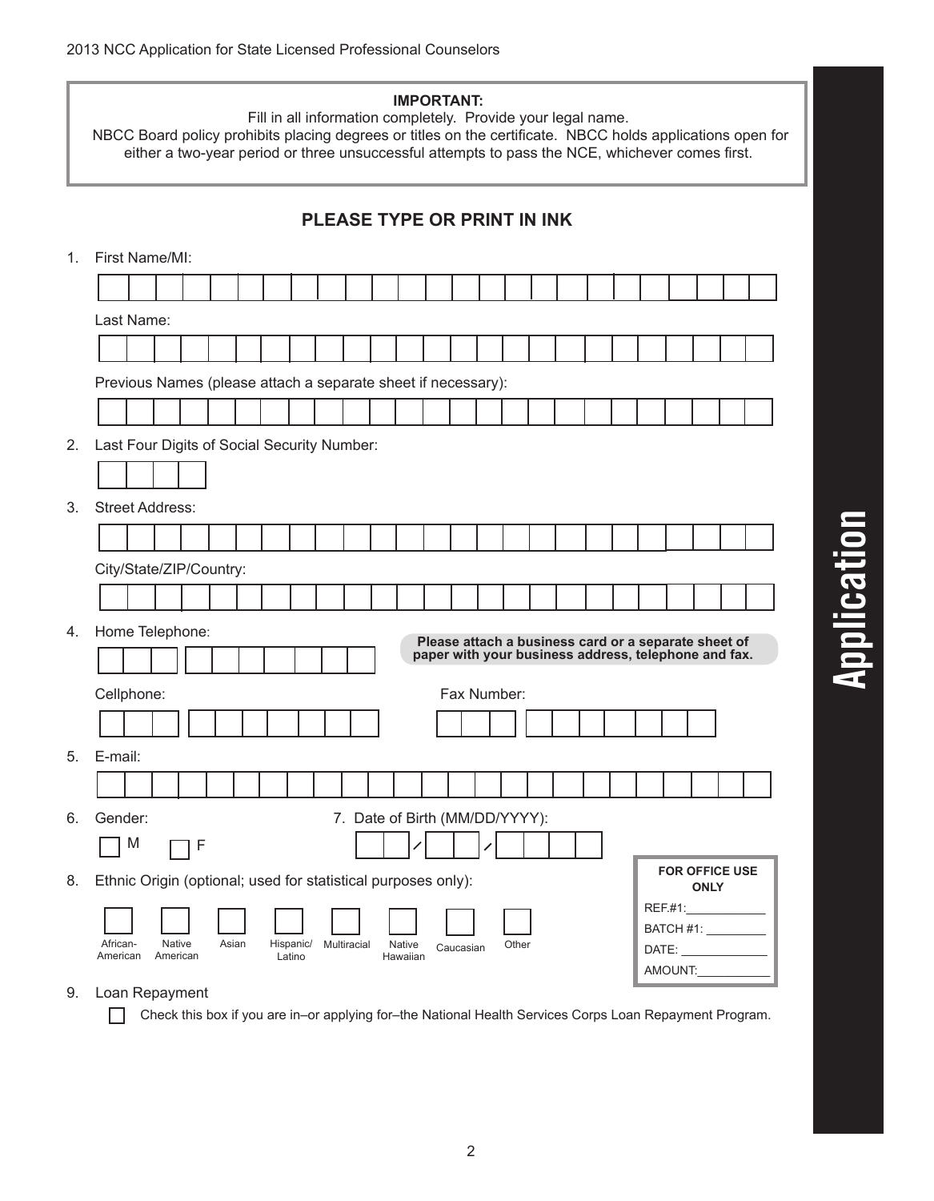**IMPORTANT:**
Fill in all information completely. Provide your legal name.
NBCC Board policy prohibits placing degrees or titles on the certificate. NBCC holds applications open for either a two-year period or three unsuccessful attempts to pass the NCE, whichever comes first.

## PLEASE TYPE OR PRINT IN INK

1. First Name/MI:

   Last Name:

   Previous Names (please attach a separate sheet if necessary):

2. Last Four Digits of Social Security Number:

3. Street Address:

   City/State/ZIP/Country:

4. Home Telephone:

   **Please attach a business card or a separate sheet of paper with your business address, telephone and fax.**

   Cellphone:

   Fax Number:

5. E-mail:

6. Gender:

   ☐ M ☐ F

7. Date of Birth (MM/DD/YYYY):

   /    /

8. Ethnic Origin (optional; used for statistical purposes only):

   ☐ African-American ☐ Native American ☐ Asian ☐ Hispanic/Latino ☐ Multiracial ☐ Native Hawaiian ☐ Caucasian ☐ Other

**FOR OFFICE USE ONLY**

REF.#1:____________
BATCH #1: _________
DATE: _____________
AMOUNT:___________

9. Loan Repayment

   ☐ Check this box if you are in–or applying for–the National Health Services Corps Loan Repayment Program.

Application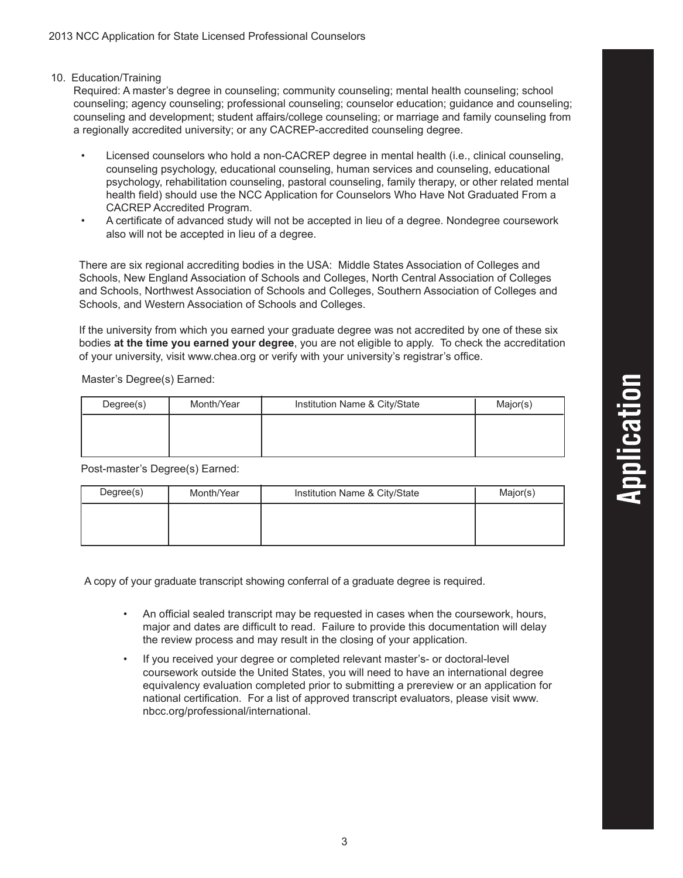10. Education/Training

Required: A master's degree in counseling; community counseling; mental health counseling; school counseling; agency counseling; professional counseling; counselor education; guidance and counseling; counseling and development; student affairs/college counseling; or marriage and family counseling from a regionally accredited university; or any CACREP-accredited counseling degree.

- Licensed counselors who hold a non-CACREP degree in mental health (i.e., clinical counseling, counseling psychology, educational counseling, human services and counseling, educational psychology, rehabilitation counseling, pastoral counseling, family therapy, or other related mental health field) should use the NCC Application for Counselors Who Have Not Graduated From a CACREP Accredited Program.
- A certificate of advanced study will not be accepted in lieu of a degree. Nondegree coursework also will not be accepted in lieu of a degree.

There are six regional accrediting bodies in the USA: Middle States Association of Colleges and Schools, New England Association of Schools and Colleges, North Central Association of Colleges and Schools, Northwest Association of Schools and Colleges, Southern Association of Colleges and Schools, and Western Association of Schools and Colleges.

If the university from which you earned your graduate degree was not accredited by one of these six bodies **at the time you earned your degree**, you are not eligible to apply. To check the accreditation of your university, visit www.chea.org or verify with your university's registrar's office.

Master's Degree(s) Earned:

| Degree(s) | Month/Year | Institution Name & City/State | Major(s) |
|---|---|---|---|
| | | | |

Post-master's Degree(s) Earned:

| Degree(s) | Month/Year | Institution Name & City/State | Major(s) |
|---|---|---|---|
| | | | |

A copy of your graduate transcript showing conferral of a graduate degree is required.

- An official sealed transcript may be requested in cases when the coursework, hours, major and dates are difficult to read. Failure to provide this documentation will delay the review process and may result in the closing of your application.
- If you received your degree or completed relevant master's- or doctoral-level coursework outside the United States, you will need to have an international degree equivalency evaluation completed prior to submitting a prereview or an application for national certification. For a list of approved transcript evaluators, please visit www.nbcc.org/professional/international.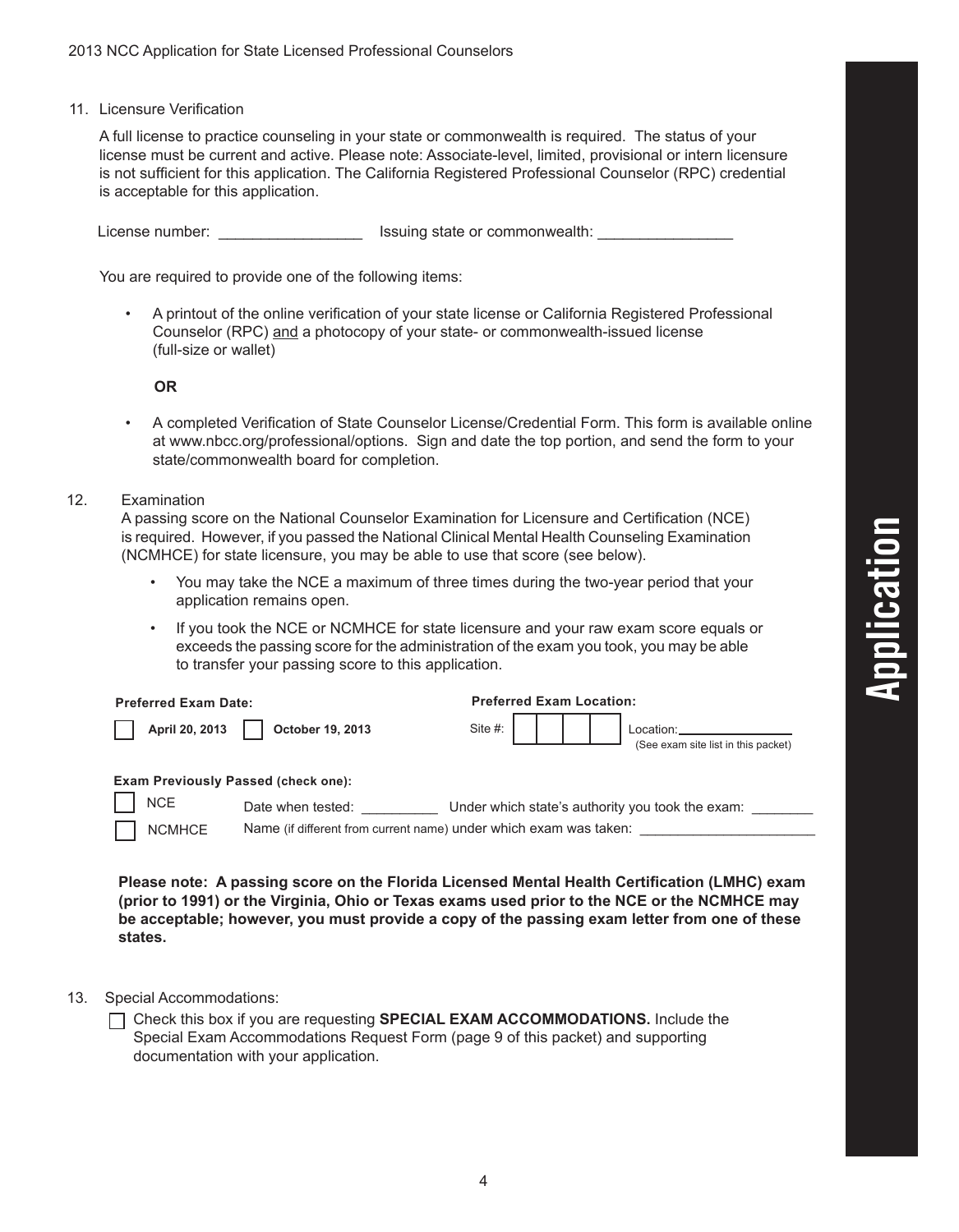11. Licensure Verification

A full license to practice counseling in your state or commonwealth is required. The status of your license must be current and active. Please note: Associate-level, limited, provisional or intern licensure is not sufficient for this application. The California Registered Professional Counselor (RPC) credential is acceptable for this application.

License number: ________________ Issuing state or commonwealth: _______________

You are required to provide one of the following items:

- A printout of the online verification of your state license or California Registered Professional Counselor (RPC) and a photocopy of your state- or commonwealth-issued license (full-size or wallet)

**OR**

- A completed Verification of State Counselor License/Credential Form. This form is available online at www.nbcc.org/professional/options. Sign and date the top portion, and send the form to your state/commonwealth board for completion.

12. Examination

A passing score on the National Counselor Examination for Licensure and Certification (NCE) is required. However, if you passed the National Clinical Mental Health Counseling Examination (NCMHCE) for state licensure, you may be able to use that score (see below).

- You may take the NCE a maximum of three times during the two-year period that your application remains open.
- If you took the NCE or NCMHCE for state licensure and your raw exam score equals or exceeds the passing score for the administration of the exam you took, you may be able to transfer your passing score to this application.

**Preferred Exam Date:**

☐ **April 20, 2013** ☐ **October 19, 2013**

**Preferred Exam Location:**

Site #: ☐☐☐☐ Location: _______________ (See exam site list in this packet)

**Exam Previously Passed (check one):**

☐ NCE Date when tested: __________ Under which state's authority you took the exam: ________

☐ NCMHCE Name (if different from current name) under which exam was taken: ______________________

**Please note: A passing score on the Florida Licensed Mental Health Certification (LMHC) exam (prior to 1991) or the Virginia, Ohio or Texas exams used prior to the NCE or the NCMHCE may be acceptable; however, you must provide a copy of the passing exam letter from one of these states.**

13. Special Accommodations:

☐ Check this box if you are requesting **SPECIAL EXAM ACCOMMODATIONS.** Include the Special Exam Accommodations Request Form (page 9 of this packet) and supporting documentation with your application.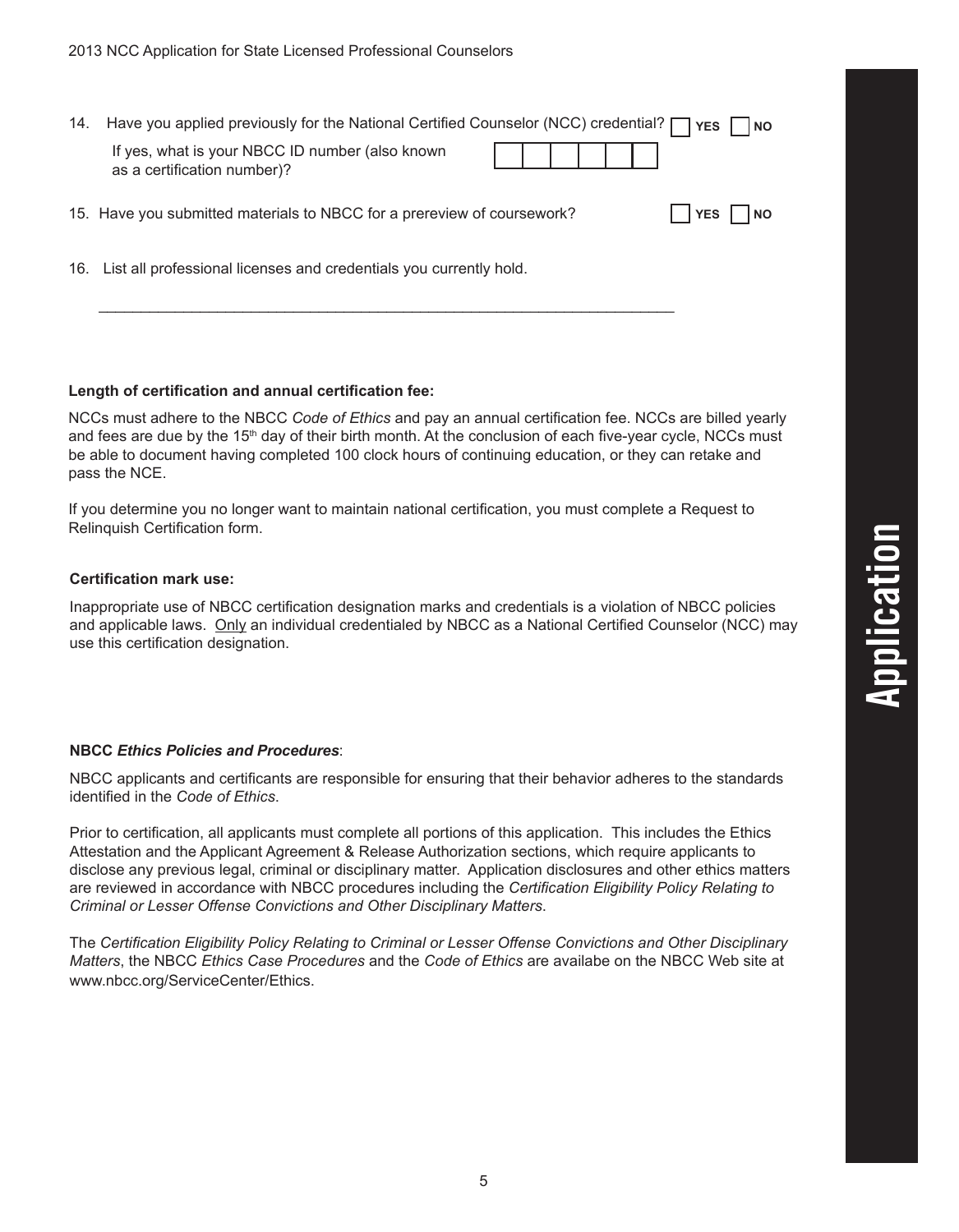14. Have you applied previously for the National Certified Counselor (NCC) credential? ☐ YES ☐ NO

    If yes, what is your NBCC ID number (also known as a certification number)? ☐☐☐☐☐☐

15. Have you submitted materials to NBCC for a prereview of coursework? ☐ YES ☐ NO

16. List all professional licenses and credentials you currently hold.

    ______________________________________________________________________

**Length of certification and annual certification fee:**

NCCs must adhere to the NBCC *Code of Ethics* and pay an annual certification fee. NCCs are billed yearly and fees are due by the 15th day of their birth month. At the conclusion of each five-year cycle, NCCs must be able to document having completed 100 clock hours of continuing education, or they can retake and pass the NCE.

If you determine you no longer want to maintain national certification, you must complete a Request to Relinquish Certification form.

**Certification mark use:**

Inappropriate use of NBCC certification designation marks and credentials is a violation of NBCC policies and applicable laws. Only an individual credentialed by NBCC as a National Certified Counselor (NCC) may use this certification designation.

**NBCC *Ethics Policies and Procedures***:

NBCC applicants and certificants are responsible for ensuring that their behavior adheres to the standards identified in the *Code of Ethics*.

Prior to certification, all applicants must complete all portions of this application. This includes the Ethics Attestation and the Applicant Agreement & Release Authorization sections, which require applicants to disclose any previous legal, criminal or disciplinary matter. Application disclosures and other ethics matters are reviewed in accordance with NBCC procedures including the *Certification Eligibility Policy Relating to Criminal or Lesser Offense Convictions and Other Disciplinary Matters*.

The *Certification Eligibility Policy Relating to Criminal or Lesser Offense Convictions and Other Disciplinary Matters*, the NBCC *Ethics Case Procedures* and the *Code of Ethics* are availabe on the NBCC Web site at www.nbcc.org/ServiceCenter/Ethics.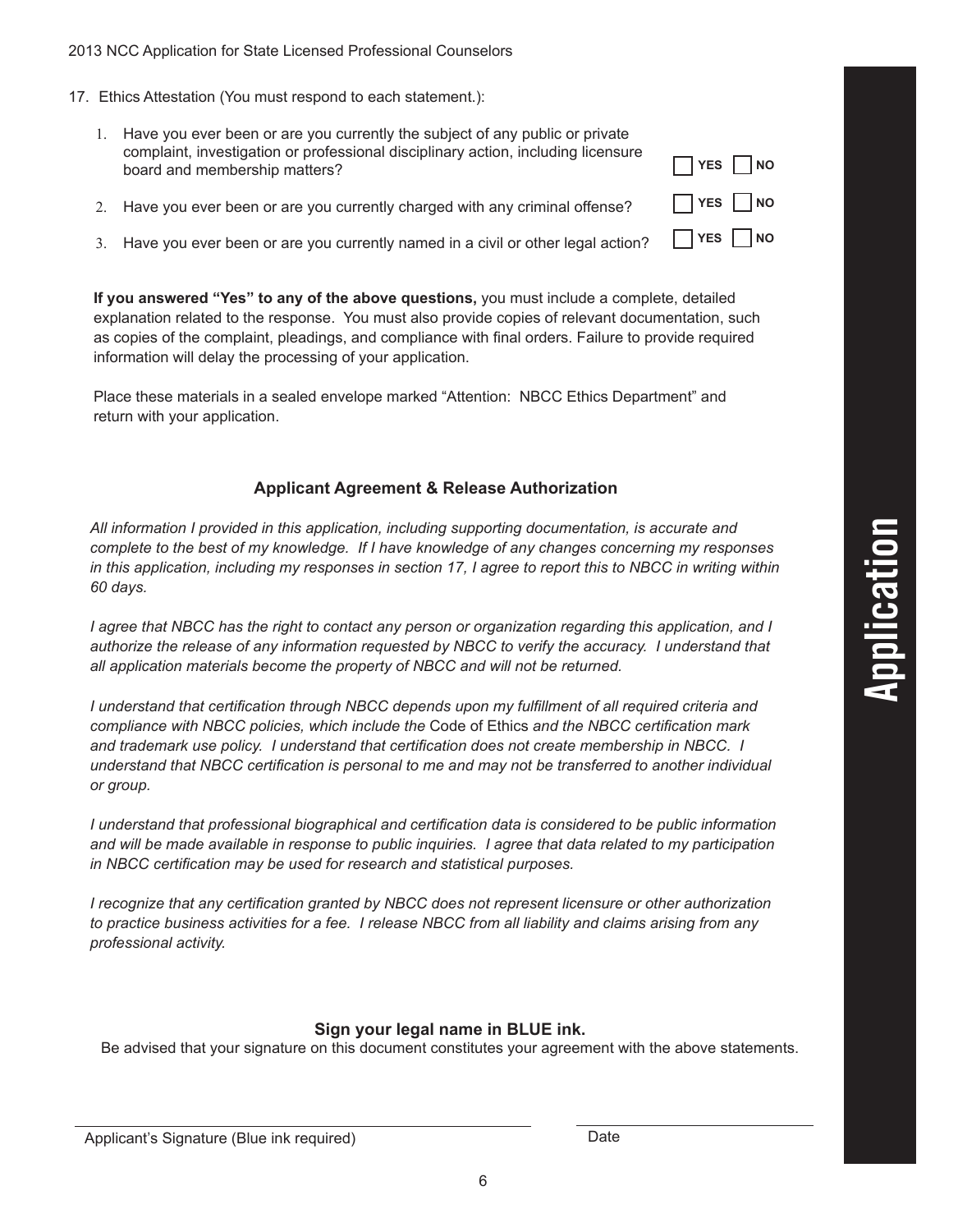17. Ethics Attestation (You must respond to each statement.):

    1. Have you ever been or are you currently the subject of any public or private complaint, investigation or professional disciplinary action, including licensure board and membership matters? ☐ **YES** ☐ **NO**
    2. Have you ever been or are you currently charged with any criminal offense? ☐ **YES** ☐ **NO**
    3. Have you ever been or are you currently named in a civil or other legal action? ☐ **YES** ☐ **NO**

    **If you answered "Yes" to any of the above questions,** you must include a complete, detailed explanation related to the response. You must also provide copies of relevant documentation, such as copies of the complaint, pleadings, and compliance with final orders. Failure to provide required information will delay the processing of your application.

    Place these materials in a sealed envelope marked "Attention: NBCC Ethics Department" and return with your application.

### Applicant Agreement & Release Authorization

*All information I provided in this application, including supporting documentation, is accurate and complete to the best of my knowledge. If I have knowledge of any changes concerning my responses in this application, including my responses in section 17, I agree to report this to NBCC in writing within 60 days.*

*I agree that NBCC has the right to contact any person or organization regarding this application, and I authorize the release of any information requested by NBCC to verify the accuracy. I understand that all application materials become the property of NBCC and will not be returned.*

*I understand that certification through NBCC depends upon my fulfillment of all required criteria and compliance with NBCC policies, which include the* Code of Ethics *and the NBCC certification mark and trademark use policy. I understand that certification does not create membership in NBCC. I understand that NBCC certification is personal to me and may not be transferred to another individual or group.*

*I understand that professional biographical and certification data is considered to be public information and will be made available in response to public inquiries. I agree that data related to my participation in NBCC certification may be used for research and statistical purposes.*

*I recognize that any certification granted by NBCC does not represent licensure or other authorization to practice business activities for a fee. I release NBCC from all liability and claims arising from any professional activity.*

**Sign your legal name in BLUE ink.**

Be advised that your signature on this document constitutes your agreement with the above statements.

Applicant's Signature (Blue ink required) ______________________ Date ______________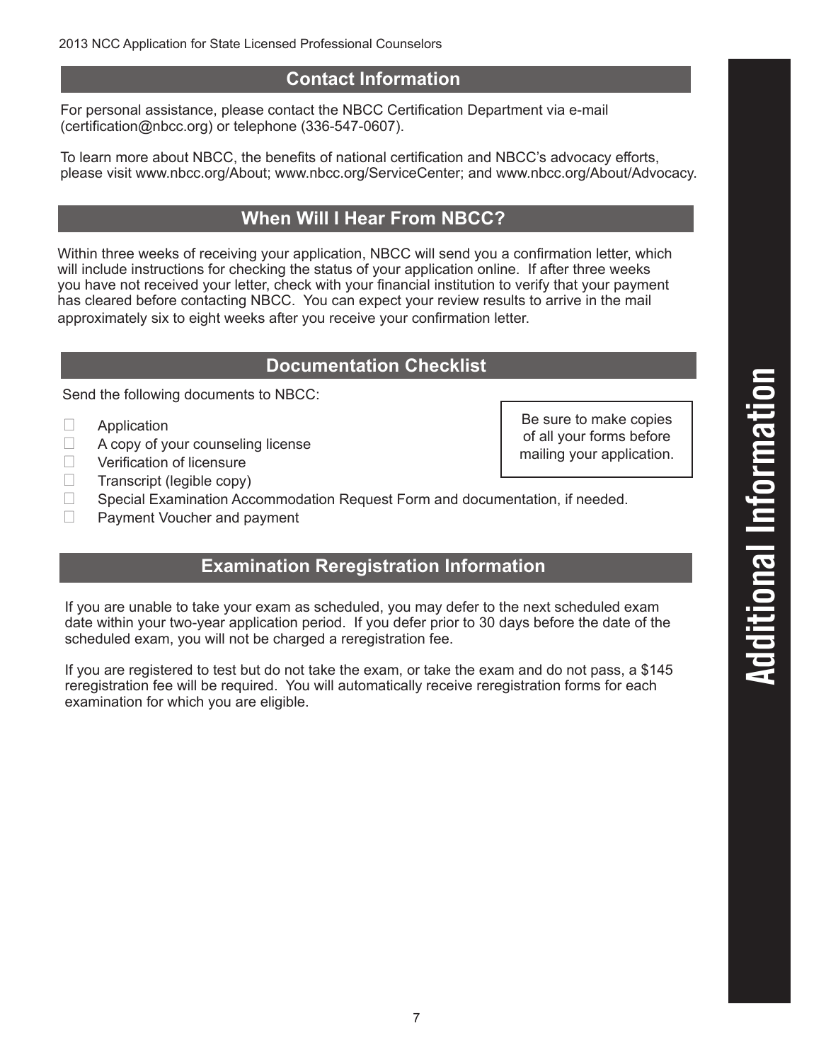## Contact Information

For personal assistance, please contact the NBCC Certification Department via e-mail (certification@nbcc.org) or telephone (336-547-0607).

To learn more about NBCC, the benefits of national certification and NBCC's advocacy efforts, please visit www.nbcc.org/About; www.nbcc.org/ServiceCenter; and www.nbcc.org/About/Advocacy.

## When Will I Hear From NBCC?

Within three weeks of receiving your application, NBCC will send you a confirmation letter, which will include instructions for checking the status of your application online. If after three weeks you have not received your letter, check with your financial institution to verify that your payment has cleared before contacting NBCC. You can expect your review results to arrive in the mail approximately six to eight weeks after you receive your confirmation letter.

## Documentation Checklist

Send the following documents to NBCC:

- ☐ Application
- ☐ A copy of your counseling license
- ☐ Verification of licensure
- ☐ Transcript (legible copy)
- ☐ Special Examination Accommodation Request Form and documentation, if needed.
- ☐ Payment Voucher and payment

Be sure to make copies of all your forms before mailing your application.

## Examination Reregistration Information

If you are unable to take your exam as scheduled, you may defer to the next scheduled exam date within your two-year application period. If you defer prior to 30 days before the date of the scheduled exam, you will not be charged a reregistration fee.

If you are registered to test but do not take the exam, or take the exam and do not pass, a $145 reregistration fee will be required. You will automatically receive reregistration forms for each examination for which you are eligible.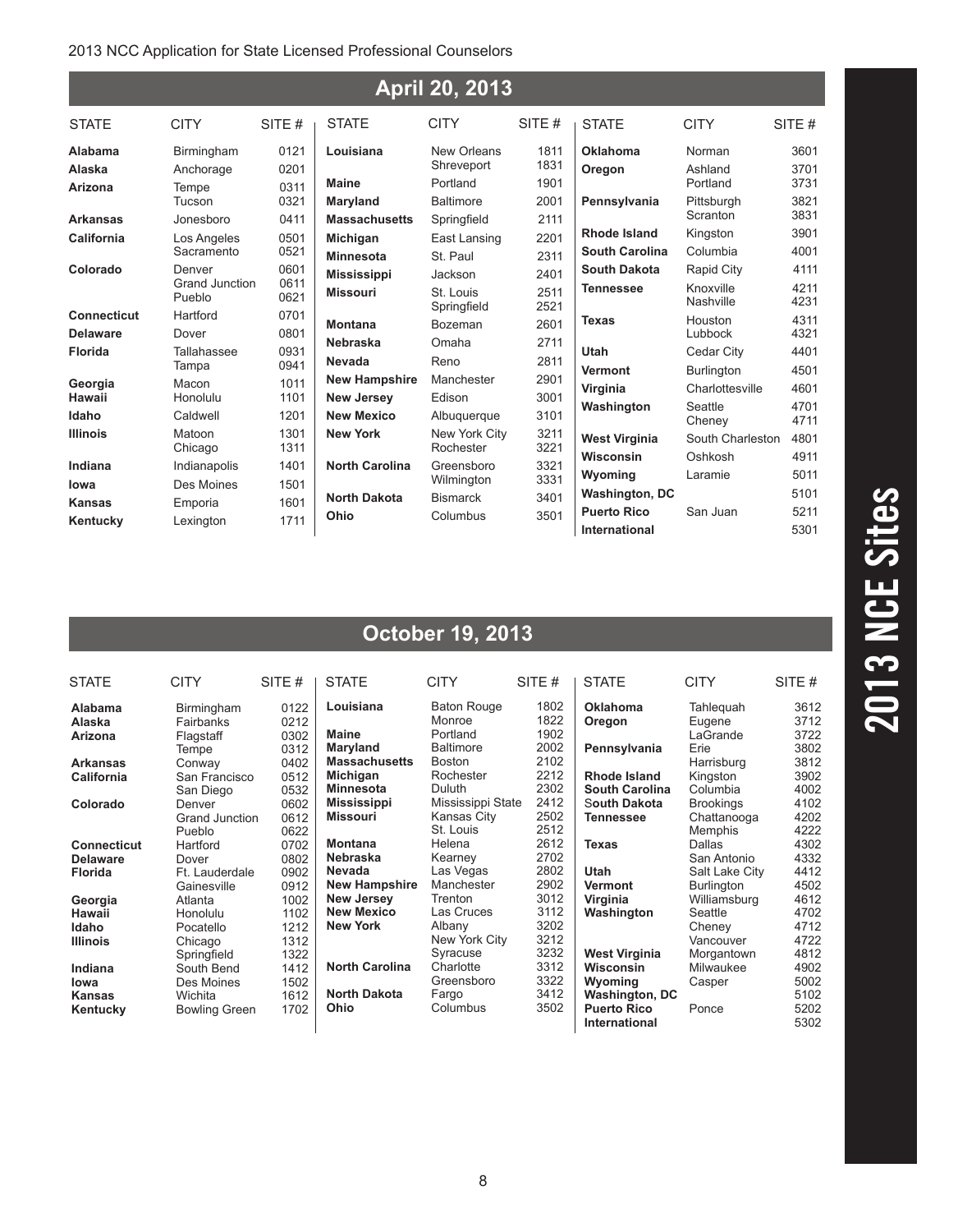# 2013 NCE Sites

## April 20, 2013

| STATE | CITY | SITE # |
|---|---|---|
| **Alabama** | Birmingham | 0121 |
| **Alaska** | Anchorage | 0201 |
| **Arizona** | Tempe | 0311 |
| | Tucson | 0321 |
| **Arkansas** | Jonesboro | 0411 |
| **California** | Los Angeles | 0501 |
| | Sacramento | 0521 |
| **Colorado** | Denver | 0601 |
| | Grand Junction | 0611 |
| | Pueblo | 0621 |
| **Connecticut** | Hartford | 0701 |
| **Delaware** | Dover | 0801 |
| **Florida** | Tallahassee | 0931 |
| | Tampa | 0941 |
| **Georgia** | Macon | 1011 |
| **Hawaii** | Honolulu | 1101 |
| **Idaho** | Caldwell | 1201 |
| **Illinois** | Matoon | 1301 |
| | Chicago | 1311 |
| **Indiana** | Indianapolis | 1401 |
| **Iowa** | Des Moines | 1501 |
| **Kansas** | Emporia | 1601 |
| **Kentucky** | Lexington | 1711 |
| **Louisiana** | New Orleans | 1811 |
| | Shreveport | 1831 |
| **Maine** | Portland | 1901 |
| **Maryland** | Baltimore | 2001 |
| **Massachusetts** | Springfield | 2111 |
| **Michigan** | East Lansing | 2201 |
| **Minnesota** | St. Paul | 2311 |
| **Mississippi** | Jackson | 2401 |
| **Missouri** | St. Louis | 2511 |
| | Springfield | 2521 |
| **Montana** | Bozeman | 2601 |
| **Nebraska** | Omaha | 2711 |
| **Nevada** | Reno | 2811 |
| **New Hampshire** | Manchester | 2901 |
| **New Jersey** | Edison | 3001 |
| **New Mexico** | Albuquerque | 3101 |
| **New York** | New York City | 3211 |
| | Rochester | 3221 |
| **North Carolina** | Greensboro | 3321 |
| | Wilmington | 3331 |
| **North Dakota** | Bismarck | 3401 |
| **Ohio** | Columbus | 3501 |
| **Oklahoma** | Norman | 3601 |
| **Oregon** | Ashland | 3701 |
| | Portland | 3731 |
| **Pennsylvania** | Pittsburgh | 3821 |
| | Scranton | 3831 |
| **Rhode Island** | Kingston | 3901 |
| **South Carolina** | Columbia | 4001 |
| **South Dakota** | Rapid City | 4111 |
| **Tennessee** | Knoxville | 4211 |
| | Nashville | 4231 |
| **Texas** | Houston | 4311 |
| | Lubbock | 4321 |
| **Utah** | Cedar City | 4401 |
| **Vermont** | Burlington | 4501 |
| **Virginia** | Charlottesville | 4601 |
| **Washington** | Seattle | 4701 |
| | Cheney | 4711 |
| **West Virginia** | South Charleston | 4801 |
| **Wisconsin** | Oshkosh | 4911 |
| **Wyoming** | Laramie | 5011 |
| **Washington, DC** | | 5101 |
| **Puerto Rico** | San Juan | 5211 |
| **International** | | 5301 |

## October 19, 2013

| STATE | CITY | SITE # |
|---|---|---|
| **Alabama** | Birmingham | 0122 |
| **Alaska** | Fairbanks | 0212 |
| **Arizona** | Flagstaff | 0302 |
| | Tempe | 0312 |
| **Arkansas** | Conway | 0402 |
| **California** | San Francisco | 0512 |
| | San Diego | 0532 |
| **Colorado** | Denver | 0602 |
| | Grand Junction | 0612 |
| | Pueblo | 0622 |
| **Connecticut** | Hartford | 0702 |
| **Delaware** | Dover | 0802 |
| **Florida** | Ft. Lauderdale | 0902 |
| | Gainesville | 0912 |
| **Georgia** | Atlanta | 1002 |
| **Hawaii** | Honolulu | 1102 |
| **Idaho** | Pocatello | 1212 |
| **Illinois** | Chicago | 1312 |
| | Springfield | 1322 |
| **Indiana** | South Bend | 1412 |
| **Iowa** | Des Moines | 1502 |
| **Kansas** | Wichita | 1612 |
| **Kentucky** | Bowling Green | 1702 |
| **Louisiana** | Baton Rouge | 1802 |
| | Monroe | 1822 |
| **Maine** | Portland | 1902 |
| **Maryland** | Baltimore | 2002 |
| **Massachusetts** | Boston | 2102 |
| **Michigan** | Rochester | 2212 |
| **Minnesota** | Duluth | 2302 |
| **Mississippi** | Mississippi State | 2412 |
| **Missouri** | Kansas City | 2502 |
| | St. Louis | 2512 |
| **Montana** | Helena | 2612 |
| **Nebraska** | Kearney | 2702 |
| **Nevada** | Las Vegas | 2802 |
| **New Hampshire** | Manchester | 2902 |
| **New Jersey** | Trenton | 3012 |
| **New Mexico** | Las Cruces | 3112 |
| **New York** | Albany | 3202 |
| | New York City | 3212 |
| | Syracuse | 3232 |
| **North Carolina** | Charlotte | 3312 |
| | Greensboro | 3322 |
| **North Dakota** | Fargo | 3412 |
| **Ohio** | Columbus | 3502 |
| **Oklahoma** | Tahlequah | 3612 |
| **Oregon** | Eugene | 3712 |
| | LaGrande | 3722 |
| **Pennsylvania** | Erie | 3802 |
| | Harrisburg | 3812 |
| **Rhode Island** | Kingston | 3902 |
| **South Carolina** | Columbia | 4002 |
| **South Dakota** | Brookings | 4102 |
| **Tennessee** | Chattanooga | 4202 |
| | Memphis | 4222 |
| **Texas** | Dallas | 4302 |
| | San Antonio | 4332 |
| **Utah** | Salt Lake City | 4412 |
| **Vermont** | Burlington | 4502 |
| **Virginia** | Williamsburg | 4612 |
| **Washington** | Seattle | 4702 |
| | Cheney | 4712 |
| | Vancouver | 4722 |
| **West Virginia** | Morgantown | 4812 |
| **Wisconsin** | Milwaukee | 4902 |
| **Wyoming** | Casper | 5002 |
| **Washington, DC** | | 5102 |
| **Puerto Rico** | Ponce | 5202 |
| **International** | | 5302 |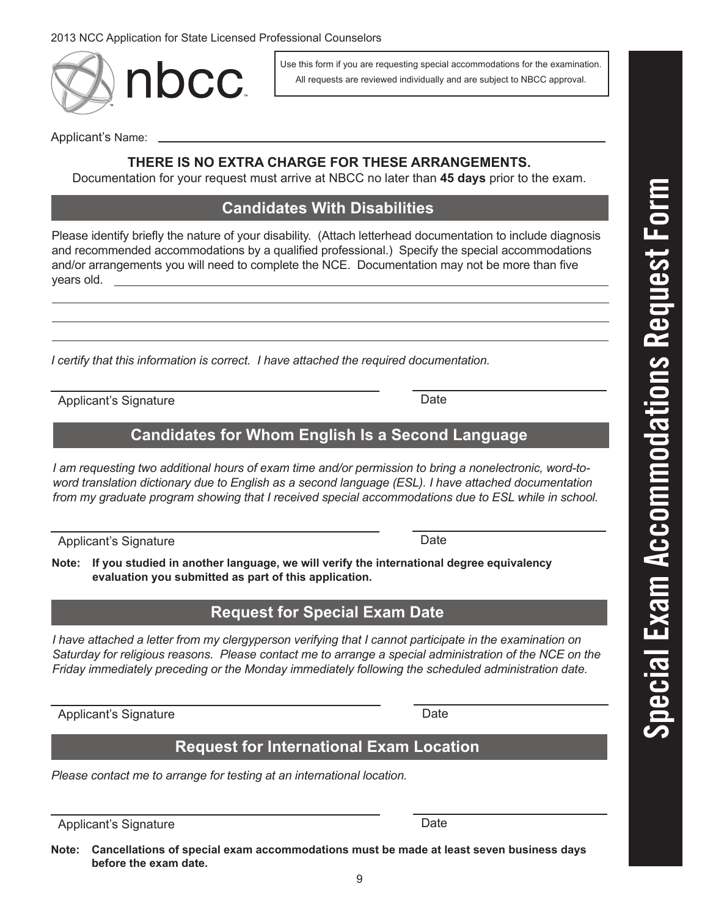# Special Exam Accommodations Request Form

Use this form if you are requesting special accommodations for the examination. All requests are reviewed individually and are subject to NBCC approval.

Applicant's Name: ____________________________________________

**THERE IS NO EXTRA CHARGE FOR THESE ARRANGEMENTS.**

Documentation for your request must arrive at NBCC no later than **45 days** prior to the exam.

## Candidates With Disabilities

Please identify briefly the nature of your disability. (Attach letterhead documentation to include diagnosis and recommended accommodations by a qualified professional.) Specify the special accommodations and/or arrangements you will need to complete the NCE. Documentation may not be more than five years old. ____________________________________________

____________________________________________

____________________________________________

____________________________________________

*I certify that this information is correct. I have attached the required documentation.*

____________________________ ____________________

Applicant's Signature Date

## Candidates for Whom English Is a Second Language

*I am requesting two additional hours of exam time and/or permission to bring a nonelectronic, word-to-word translation dictionary due to English as a second language (ESL). I have attached documentation from my graduate program showing that I received special accommodations due to ESL while in school.*

____________________________ ____________________

Applicant's Signature Date

**Note: If you studied in another language, we will verify the international degree equivalency evaluation you submitted as part of this application.**

## Request for Special Exam Date

*I have attached a letter from my clergyperson verifying that I cannot participate in the examination on Saturday for religious reasons. Please contact me to arrange a special administration of the NCE on the Friday immediately preceding or the Monday immediately following the scheduled administration date.*

____________________________ ____________________

Applicant's Signature Date

## Request for International Exam Location

*Please contact me to arrange for testing at an international location.*

____________________________ ____________________

Applicant's Signature Date

**Note: Cancellations of special exam accommodations must be made at least seven business days before the exam date.**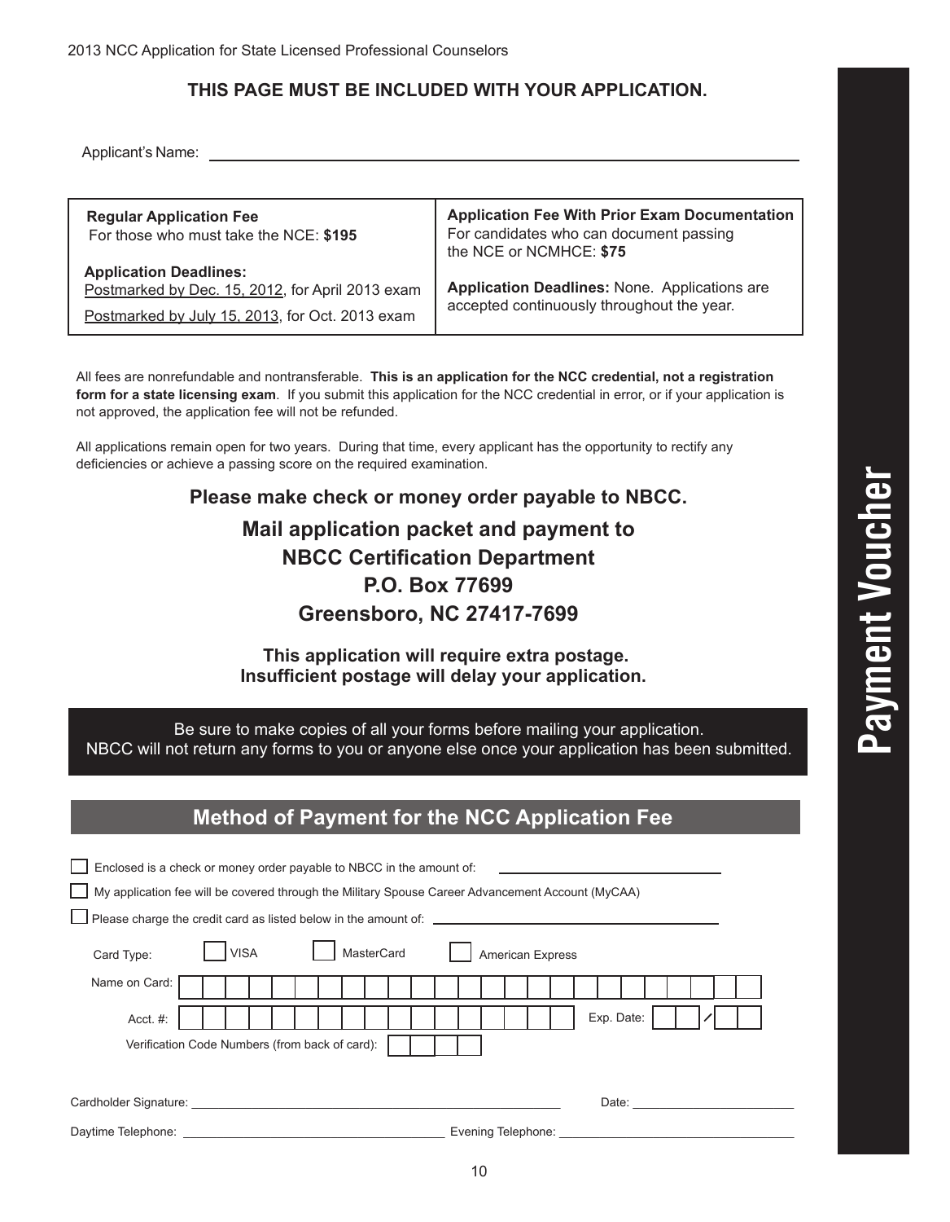**THIS PAGE MUST BE INCLUDED WITH YOUR APPLICATION.**

Applicant's Name: ______________________________

| | |
|---|---|
| **Regular Application Fee**<br>For those who must take the NCE: **$195**<br><br>**Application Deadlines:**<br>Postmarked by Dec. 15, 2012, for April 2013 exam<br>Postmarked by July 15, 2013, for Oct. 2013 exam | **Application Fee With Prior Exam Documentation**<br>For candidates who can document passing the NCE or NCMHCE: **$75**<br><br>**Application Deadlines:** None. Applications are accepted continuously throughout the year. |

All fees are nonrefundable and nontransferable. **This is an application for the NCC credential, not a registration form for a state licensing exam**. If you submit this application for the NCC credential in error, or if your application is not approved, the application fee will not be refunded.

All applications remain open for two years. During that time, every applicant has the opportunity to rectify any deficiencies or achieve a passing score on the required examination.

**Please make check or money order payable to NBCC.**

**Mail application packet and payment to**
**NBCC Certification Department**
**P.O. Box 77699**
**Greensboro, NC 27417-7699**

**This application will require extra postage.**
**Insufficient postage will delay your application.**

Be sure to make copies of all your forms before mailing your application.
NBCC will not return any forms to you or anyone else once your application has been submitted.

## Method of Payment for the NCC Application Fee

☐ Enclosed is a check or money order payable to NBCC in the amount of: ______________

☐ My application fee will be covered through the Military Spouse Career Advancement Account (MyCAA)

☐ Please charge the credit card as listed below in the amount of: ______________

Card Type: ☐ VISA ☐ MasterCard ☐ American Express

Name on Card: ______________________________

Acct. #: ______________________________ Exp. Date: ____ / ____

Verification Code Numbers (from back of card): ________

Cardholder Signature: ______________________________ Date: ______________

Daytime Telephone: ______________________________ Evening Telephone: ______________________________

Payment Voucher